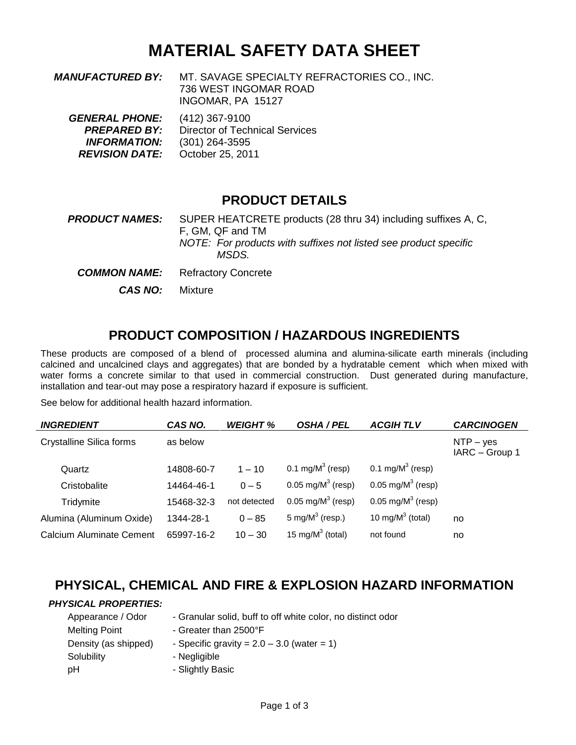# MATERIAL SAFETY DATA SHEET

***MANUFACTURED BY:*** MT. SAVAGE SPECIALTY REFRACTORIES CO., INC.
736 WEST INGOMAR ROAD
INGOMAR, PA 15127

***GENERAL PHONE:*** (412) 367-9100
***PREPARED BY:*** Director of Technical Services
***INFORMATION:*** (301) 264-3595
***REVISION DATE:*** October 25, 2011

## PRODUCT DETAILS

***PRODUCT NAMES:*** SUPER HEATCRETE products (28 thru 34) including suffixes A, C, F, GM, QF and TM
*NOTE: For products with suffixes not listed see product specific MSDS.*

***COMMON NAME:*** Refractory Concrete

***CAS NO:*** Mixture

## PRODUCT COMPOSITION / HAZARDOUS INGREDIENTS

These products are composed of a blend of processed alumina and alumina-silicate earth minerals (including calcined and uncalcined clays and aggregates) that are bonded by a hydratable cement which when mixed with water forms a concrete similar to that used in commercial construction. Dust generated during manufacture, installation and tear-out may pose a respiratory hazard if exposure is sufficient.

See below for additional health hazard information.

| *INGREDIENT* | *CAS NO.* | *WEIGHT %* | *OSHA / PEL* | *ACGIH TLV* | *CARCINOGEN* |
|---|---|---|---|---|---|
| Crystalline Silica forms | as below | | | | NTP – yes IARC – Group 1 |
| Quartz | 14808-60-7 | 1 – 10 | 0.1 mg/M$^3$ (resp) | 0.1 mg/M$^3$ (resp) | |
| Cristobalite | 14464-46-1 | 0 – 5 | 0.05 mg/M$^3$ (resp) | 0.05 mg/M$^3$ (resp) | |
| Tridymite | 15468-32-3 | not detected | 0.05 mg/M$^3$ (resp) | 0.05 mg/M$^3$ (resp) | |
| Alumina (Aluminum Oxide) | 1344-28-1 | 0 – 85 | 5 mg/M$^3$ (resp.) | 10 mg/M$^3$ (total) | no |
| Calcium Aluminate Cement | 65997-16-2 | 10 – 30 | 15 mg/M$^3$ (total) | not found | no |

## PHYSICAL, CHEMICAL AND FIRE & EXPLOSION HAZARD INFORMATION

***PHYSICAL PROPERTIES:***

- Appearance / Odor - Granular solid, buff to off white color, no distinct odor
- Melting Point - Greater than 2500°F
- Density (as shipped) - Specific gravity = 2.0 – 3.0 (water = 1)
- Solubility - Negligible
- pH - Slightly Basic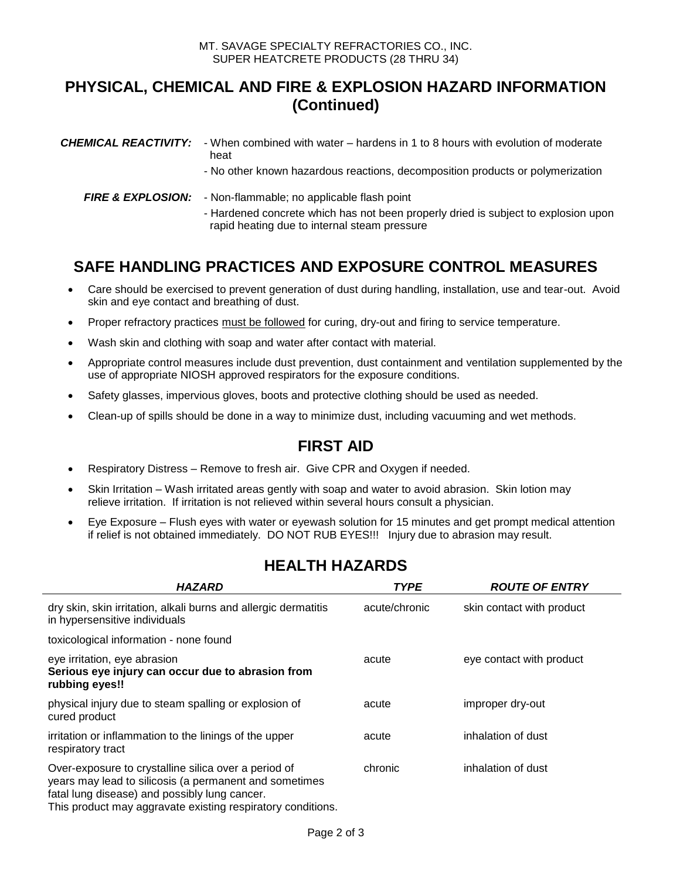## PHYSICAL, CHEMICAL AND FIRE & EXPLOSION HAZARD INFORMATION (Continued)

***CHEMICAL REACTIVITY:***
- When combined with water – hardens in 1 to 8 hours with evolution of moderate heat
- No other known hazardous reactions, decomposition products or polymerization

***FIRE & EXPLOSION:***
- Non-flammable; no applicable flash point
- Hardened concrete which has not been properly dried is subject to explosion upon rapid heating due to internal steam pressure

## SAFE HANDLING PRACTICES AND EXPOSURE CONTROL MEASURES

- Care should be exercised to prevent generation of dust during handling, installation, use and tear-out. Avoid skin and eye contact and breathing of dust.
- Proper refractory practices must be followed for curing, dry-out and firing to service temperature.
- Wash skin and clothing with soap and water after contact with material.
- Appropriate control measures include dust prevention, dust containment and ventilation supplemented by the use of appropriate NIOSH approved respirators for the exposure conditions.
- Safety glasses, impervious gloves, boots and protective clothing should be used as needed.
- Clean-up of spills should be done in a way to minimize dust, including vacuuming and wet methods.

## FIRST AID

- Respiratory Distress – Remove to fresh air. Give CPR and Oxygen if needed.
- Skin Irritation – Wash irritated areas gently with soap and water to avoid abrasion. Skin lotion may relieve irritation. If irritation is not relieved within several hours consult a physician.
- Eye Exposure – Flush eyes with water or eyewash solution for 15 minutes and get prompt medical attention if relief is not obtained immediately. DO NOT RUB EYES!!! Injury due to abrasion may result.

## HEALTH HAZARDS

| ***HAZARD*** | ***TYPE*** | ***ROUTE OF ENTRY*** |
|---|---|---|
| dry skin, skin irritation, alkali burns and allergic dermatitis in hypersensitive individuals | acute/chronic | skin contact with product |
| toxicological information - none found | | |
| eye irritation, eye abrasion **Serious eye injury can occur due to abrasion from rubbing eyes!!** | acute | eye contact with product |
| physical injury due to steam spalling or explosion of cured product | acute | improper dry-out |
| irritation or inflammation to the linings of the upper respiratory tract | acute | inhalation of dust |
| Over-exposure to crystalline silica over a period of years may lead to silicosis (a permanent and sometimes fatal lung disease) and possibly lung cancer. This product may aggravate existing respiratory conditions. | chronic | inhalation of dust |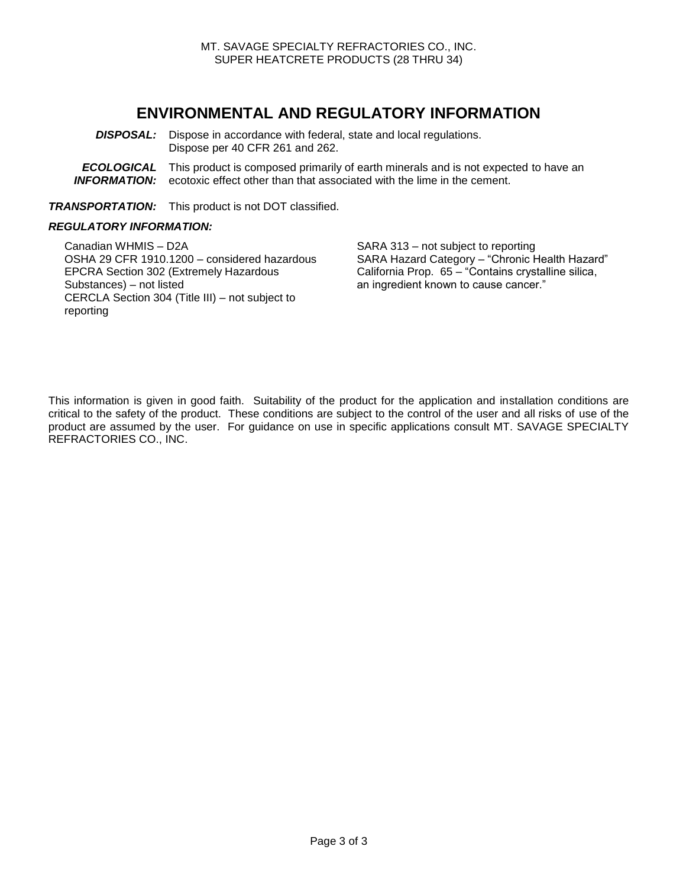# ENVIRONMENTAL AND REGULATORY INFORMATION

***DISPOSAL:*** Dispose in accordance with federal, state and local regulations. Dispose per 40 CFR 261 and 262.

***ECOLOGICAL INFORMATION:*** This product is composed primarily of earth minerals and is not expected to have an ecotoxic effect other than that associated with the lime in the cement.

***TRANSPORTATION:*** This product is not DOT classified.

***REGULATORY INFORMATION:***

Canadian WHMIS – D2A
OSHA 29 CFR 1910.1200 – considered hazardous
EPCRA Section 302 (Extremely Hazardous Substances) – not listed
CERCLA Section 304 (Title III) – not subject to reporting

SARA 313 – not subject to reporting
SARA Hazard Category – "Chronic Health Hazard"
California Prop. 65 – "Contains crystalline silica, an ingredient known to cause cancer."

This information is given in good faith. Suitability of the product for the application and installation conditions are critical to the safety of the product. These conditions are subject to the control of the user and all risks of use of the product are assumed by the user. For guidance on use in specific applications consult MT. SAVAGE SPECIALTY REFRACTORIES CO., INC.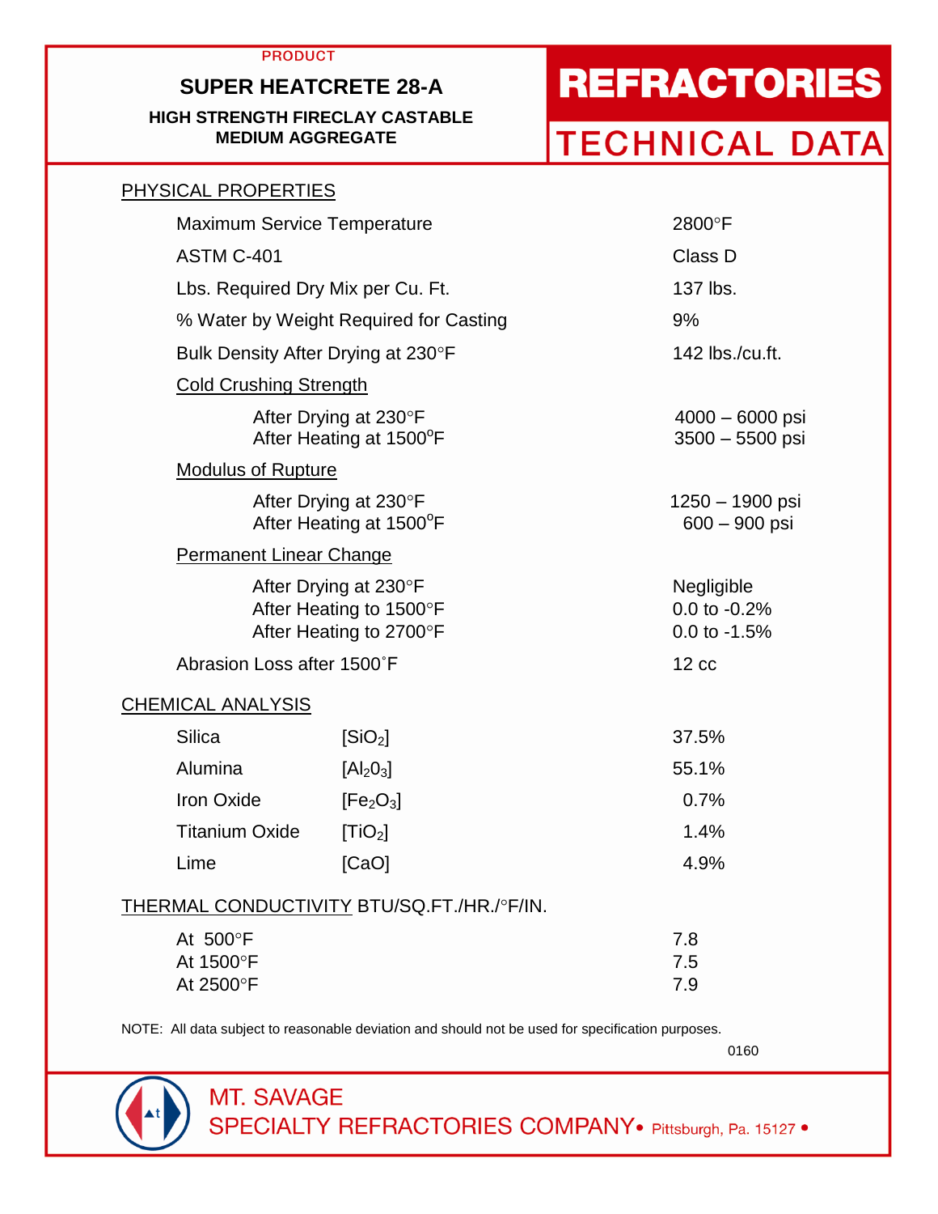PRODUCT

# SUPER HEATCRETE 28-A

**HIGH STRENGTH FIRECLAY CASTABLE**
**MEDIUM AGGREGATE**

# REFRACTORIES
## TECHNICAL DATA

## PHYSICAL PROPERTIES

| | |
|---|---|
| Maximum Service Temperature | 2800°F |
| ASTM C-401 | Class D |
| Lbs. Required Dry Mix per Cu. Ft. | 137 lbs. |
| % Water by Weight Required for Casting | 9% |
| Bulk Density After Drying at 230°F | 142 lbs./cu.ft. |
| Cold Crushing Strength | |
| After Drying at 230°F | 4000 – 6000 psi |
| After Heating at 1500°F | 3500 – 5500 psi |
| Modulus of Rupture | |
| After Drying at 230°F | 1250 – 1900 psi |
| After Heating at 1500°F | 600 – 900 psi |
| Permanent Linear Change | |
| After Drying at 230°F | Negligible |
| After Heating to 1500°F | 0.0 to -0.2% |
| After Heating to 2700°F | 0.0 to -1.5% |
| Abrasion Loss after 1500°F | 12 cc |

## CHEMICAL ANALYSIS

| | | |
|---|---|---|
| Silica | [$SiO_2$] | 37.5% |
| Alumina | [$Al_2O_3$] | 55.1% |
| Iron Oxide | [$Fe_2O_3$] | 0.7% |
| Titanium Oxide | [$TiO_2$] | 1.4% |
| Lime | [CaO] | 4.9% |

## THERMAL CONDUCTIVITY BTU/SQ.FT./HR./°F/IN.

| | |
|---|---|
| At 500°F | 7.8 |
| At 1500°F | 7.5 |
| At 2500°F | 7.9 |

NOTE: All data subject to reasonable deviation and should not be used for specification purposes.

0160

MT. SAVAGE
SPECIALTY REFRACTORIES COMPANY • Pittsburgh, Pa. 15127 •